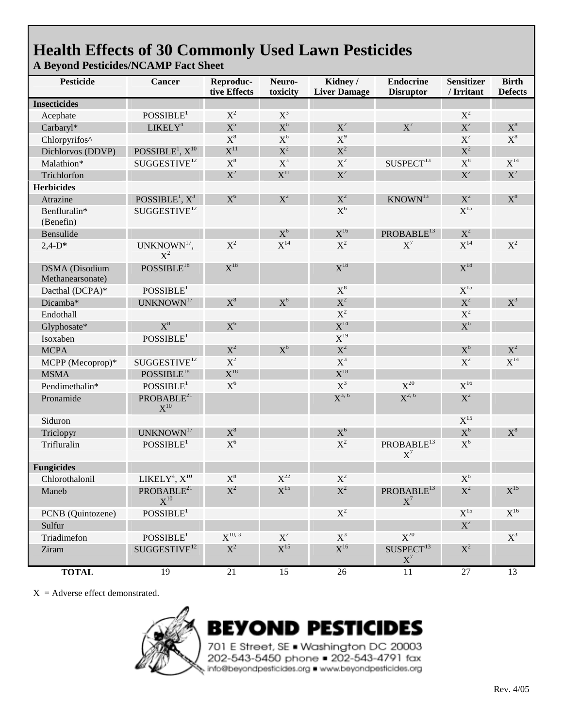# Health Effects of 30 Commonly Used Lawn Pesticides

**A Beyond Pesticides/NCAMP Fact Sheet**

| Pesticide | Cancer | Reproductive Effects | Neurotoxicity | Kidney / Liver Damage | Endocrine Disruptor | Sensitizer / Irritant | Birth Defects |
|---|---|---|---|---|---|---|---|
| **Insecticides** | | | | | | | |
| Acephate | POSSIBLE[1] | X[2] | X[3] | | | X[2] | |
| Carbaryl* | LIKELY[4] | X[5] | X[6] | X[2] | X[7] | X[2] | X[8] |
| Chlorpyrifos^ | | X[8] | X[6] | X[9] | | X[2] | X[8] |
| Dichlorvos (DDVP) | POSSIBLE[1], X[10] | X[11] | X[2] | X[2] | | X[2] | |
| Malathion* | SUGGESTIVE[12] | X[8] | X[3] | X[2] | SUSPECT[13] | X[8] | X[14] |
| Trichlorfon | | X[2] | X[11] | X[2] | | X[2] | X[2] |
| **Herbicides** | | | | | | | |
| Atrazine | POSSIBLE[1], X[3] | X[6] | X[2] | X[2] | KNOWN[13] | X[2] | X[8] |
| Benfluralin* (Benefin) | SUGGESTIVE[12] | | | X[6] | | X[15] | |
| Bensulide | | | X[6] | X[16] | PROBABLE[13] | X[2] | |
| 2,4-D* | UNKNOWN[17], X[2] | X[2] | X[14] | X[2] | X[7] | X[14] | X[2] |
| DSMA (Disodium Methanearsonate) | POSSIBLE[18] | X[18] | | X[18] | | X[18] | |
| Dacthal (DCPA)* | POSSIBLE[1] | | | X[8] | | X[15] | |
| Dicamba* | UNKNOWN[17] | X[8] | X[8] | X[2] | | X[2] | X[3] |
| Endothall | | | | X[2] | | X[2] | |
| Glyphosate* | X[8] | X[6] | | X[14] | | X[6] | |
| Isoxaben | POSSIBLE[1] | | | X[19] | | | |
| MCPA | | X[2] | X[6] | X[2] | | X[6] | X[2] |
| MCPP (Mecoprop)* | SUGGESTIVE[12] | X[2] | | X[3] | | X[2] | X[14] |
| MSMA | POSSIBLE[18] | X[18] | | X[18] | | | |
| Pendimethalin* | POSSIBLE[1] | X[6] | | X[3] | X[20] | X[16] | |
| Pronamide | PROBABLE[21] X[10] | | | X[3, 6] | X[2, 6] | X[2] | |
| Siduron | | | | | | X[15] | |
| Triclopyr | UNKNOWN[17] | X[8] | | X[6] | | X[6] | X[8] |
| Trifluralin | POSSIBLE[1] | X[6] | | X[2] | PROBABLE[13] X[7] | X[6] | |
| **Fungicides** | | | | | | | |
| Chlorothalonil | LIKELY[4], X[10] | X[8] | X[22] | X[2] | | X[6] | |
| Maneb | PROBABLE[21] X[10] | X[2] | X[15] | X[2] | PROBABLE[13] X[7] | X[2] | X[15] |
| PCNB (Quintozene) | POSSIBLE[1] | | | X[2] | | X[15] | X[16] |
| Sulfur | | | | | | X[2] | |
| Triadimefon | POSSIBLE[1] | X[10, 3] | X[2] | X[3] | X[20] | | X[3] |
| Ziram | SUGGESTIVE[12] | X[2] | X[15] | X[16] | SUSPECT[13] X[7] | X[2] | |
| **TOTAL** | 19 | 21 | 15 | 26 | 11 | 27 | 13 |

X = Adverse effect demonstrated.

**BEYOND PESTICIDES**

701 E Street, SE ▪ Washington DC 20003

202-543-5450 phone ▪ 202-543-4791 fax

info@beyondpesticides.org ▪ www.beyondpesticides.org

Rev. 4/05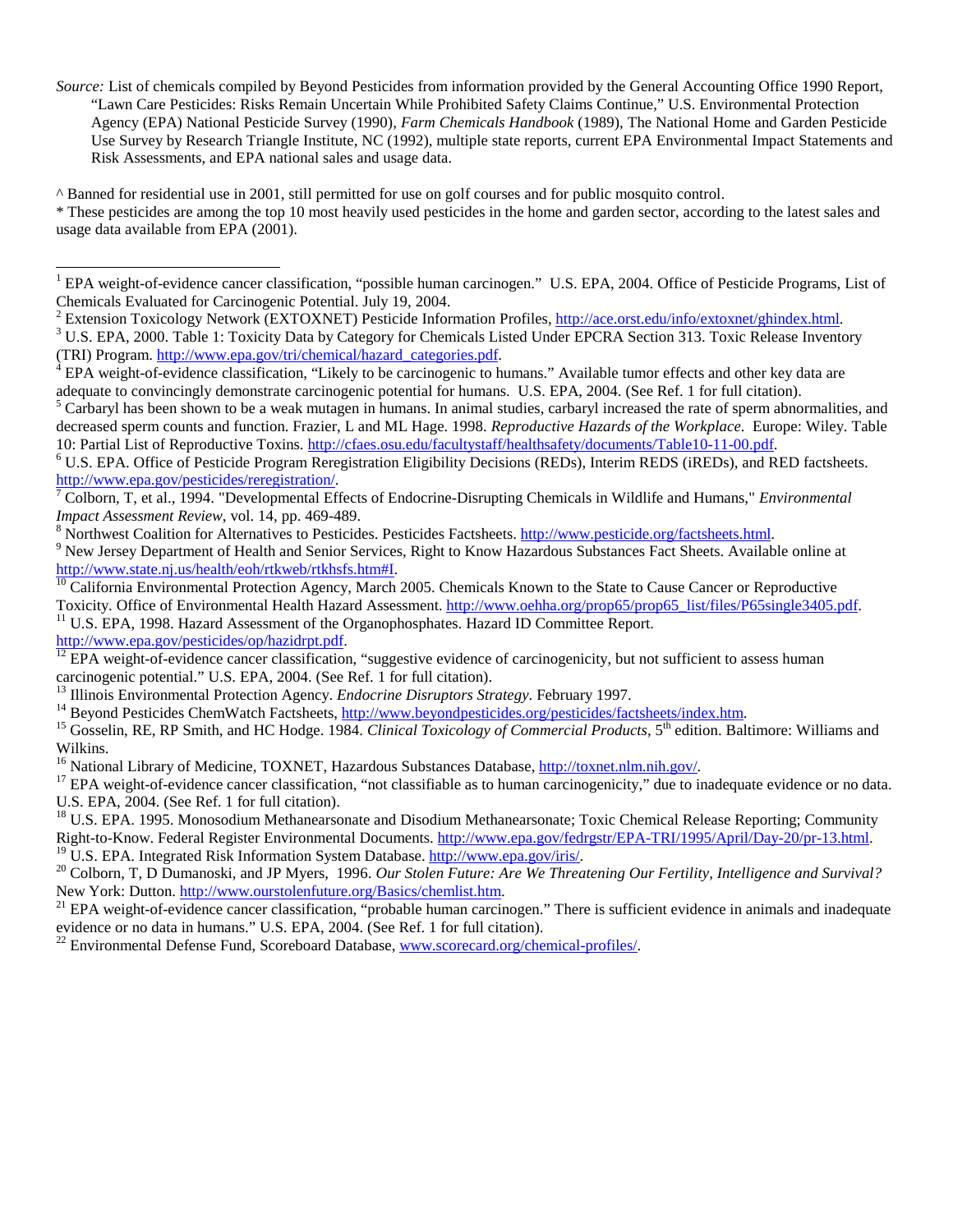*Source:* List of chemicals compiled by Beyond Pesticides from information provided by the General Accounting Office 1990 Report, "Lawn Care Pesticides: Risks Remain Uncertain While Prohibited Safety Claims Continue," U.S. Environmental Protection Agency (EPA) National Pesticide Survey (1990), *Farm Chemicals Handbook* (1989), The National Home and Garden Pesticide Use Survey by Research Triangle Institute, NC (1992), multiple state reports, current EPA Environmental Impact Statements and Risk Assessments, and EPA national sales and usage data.

^ Banned for residential use in 2001, still permitted for use on golf courses and for public mosquito control.

* These pesticides are among the top 10 most heavily used pesticides in the home and garden sector, according to the latest sales and usage data available from EPA (2001).

---

[1] EPA weight-of-evidence cancer classification, "possible human carcinogen." U.S. EPA, 2004. Office of Pesticide Programs, List of Chemicals Evaluated for Carcinogenic Potential. July 19, 2004.

[2] Extension Toxicology Network (EXTOXNET) Pesticide Information Profiles, http://ace.orst.edu/info/extoxnet/ghindex.html.

[3] U.S. EPA, 2000. Table 1: Toxicity Data by Category for Chemicals Listed Under EPCRA Section 313. Toxic Release Inventory (TRI) Program. http://www.epa.gov/tri/chemical/hazard_categories.pdf.

[4] EPA weight-of-evidence classification, "Likely to be carcinogenic to humans." Available tumor effects and other key data are adequate to convincingly demonstrate carcinogenic potential for humans. U.S. EPA, 2004. (See Ref. 1 for full citation).

[5] Carbaryl has been shown to be a weak mutagen in humans. In animal studies, carbaryl increased the rate of sperm abnormalities, and decreased sperm counts and function. Frazier, L and ML Hage. 1998. *Reproductive Hazards of the Workplace*. Europe: Wiley. Table 10: Partial List of Reproductive Toxins. http://cfaes.osu.edu/facultystaff/healthsafety/documents/Table10-11-00.pdf.

[6] U.S. EPA. Office of Pesticide Program Reregistration Eligibility Decisions (REDs), Interim REDS (iREDs), and RED factsheets. http://www.epa.gov/pesticides/reregistration/.

[7] Colborn, T, et al., 1994. "Developmental Effects of Endocrine-Disrupting Chemicals in Wildlife and Humans," *Environmental Impact Assessment Review*, vol. 14, pp. 469-489.

[8] Northwest Coalition for Alternatives to Pesticides. Pesticides Factsheets. http://www.pesticide.org/factsheets.html.

[9] New Jersey Department of Health and Senior Services, Right to Know Hazardous Substances Fact Sheets. Available online at http://www.state.nj.us/health/eoh/rtkweb/rtkhsfs.htm#I.

[10] California Environmental Protection Agency, March 2005. Chemicals Known to the State to Cause Cancer or Reproductive Toxicity. Office of Environmental Health Hazard Assessment. http://www.oehha.org/prop65/prop65_list/files/P65single3405.pdf.

[11] U.S. EPA, 1998. Hazard Assessment of the Organophosphates. Hazard ID Committee Report. http://www.epa.gov/pesticides/op/hazidrpt.pdf.

[12] EPA weight-of-evidence cancer classification, "suggestive evidence of carcinogenicity, but not sufficient to assess human carcinogenic potential." U.S. EPA, 2004. (See Ref. 1 for full citation).

[13] Illinois Environmental Protection Agency. *Endocrine Disruptors Strategy*. February 1997.

[14] Beyond Pesticides ChemWatch Factsheets, http://www.beyondpesticides.org/pesticides/factsheets/index.htm.

[15] Gosselin, RE, RP Smith, and HC Hodge. 1984. *Clinical Toxicology of Commercial Products*, 5th edition. Baltimore: Williams and Wilkins.

[16] National Library of Medicine, TOXNET, Hazardous Substances Database, http://toxnet.nlm.nih.gov/.

[17] EPA weight-of-evidence cancer classification, "not classifiable as to human carcinogenicity," due to inadequate evidence or no data. U.S. EPA, 2004. (See Ref. 1 for full citation).

[18] U.S. EPA. 1995. Monosodium Methanearsonate and Disodium Methanearsonate; Toxic Chemical Release Reporting; Community Right-to-Know. Federal Register Environmental Documents. http://www.epa.gov/fedrgstr/EPA-TRI/1995/April/Day-20/pr-13.html.

[19] U.S. EPA. Integrated Risk Information System Database. http://www.epa.gov/iris/.

[20] Colborn, T, D Dumanoski, and JP Myers, 1996. *Our Stolen Future: Are We Threatening Our Fertility, Intelligence and Survival?* New York: Dutton. http://www.ourstolenfuture.org/Basics/chemlist.htm.

[21] EPA weight-of-evidence cancer classification, "probable human carcinogen." There is sufficient evidence in animals and inadequate evidence or no data in humans." U.S. EPA, 2004. (See Ref. 1 for full citation).

[22] Environmental Defense Fund, Scoreboard Database, www.scorecard.org/chemical-profiles/.